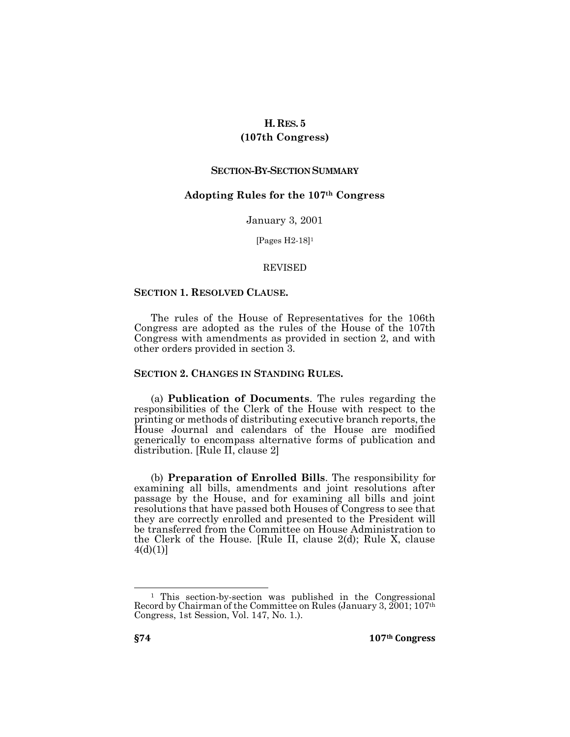# H. RES. 5
## (107th Congress)

### SECTION-BY-SECTION SUMMARY

### Adopting Rules for the 107th Congress

January 3, 2001

[Pages H2-18][1]

REVISED

**SECTION 1. RESOLVED CLAUSE.**

The rules of the House of Representatives for the 106th Congress are adopted as the rules of the House of the 107th Congress with amendments as provided in section 2, and with other orders provided in section 3.

**SECTION 2. CHANGES IN STANDING RULES.**

(a) **Publication of Documents**. The rules regarding the responsibilities of the Clerk of the House with respect to the printing or methods of distributing executive branch reports, the House Journal and calendars of the House are modified generically to encompass alternative forms of publication and distribution. [Rule II, clause 2]

(b) **Preparation of Enrolled Bills**. The responsibility for examining all bills, amendments and joint resolutions after passage by the House, and for examining all bills and joint resolutions that have passed both Houses of Congress to see that they are correctly enrolled and presented to the President will be transferred from the Committee on House Administration to the Clerk of the House. [Rule II, clause 2(d); Rule X, clause 4(d)(1)]

---

[1] This section-by-section was published in the Congressional Record by Chairman of the Committee on Rules (January 3, 2001; 107th Congress, 1st Session, Vol. 147, No. 1.).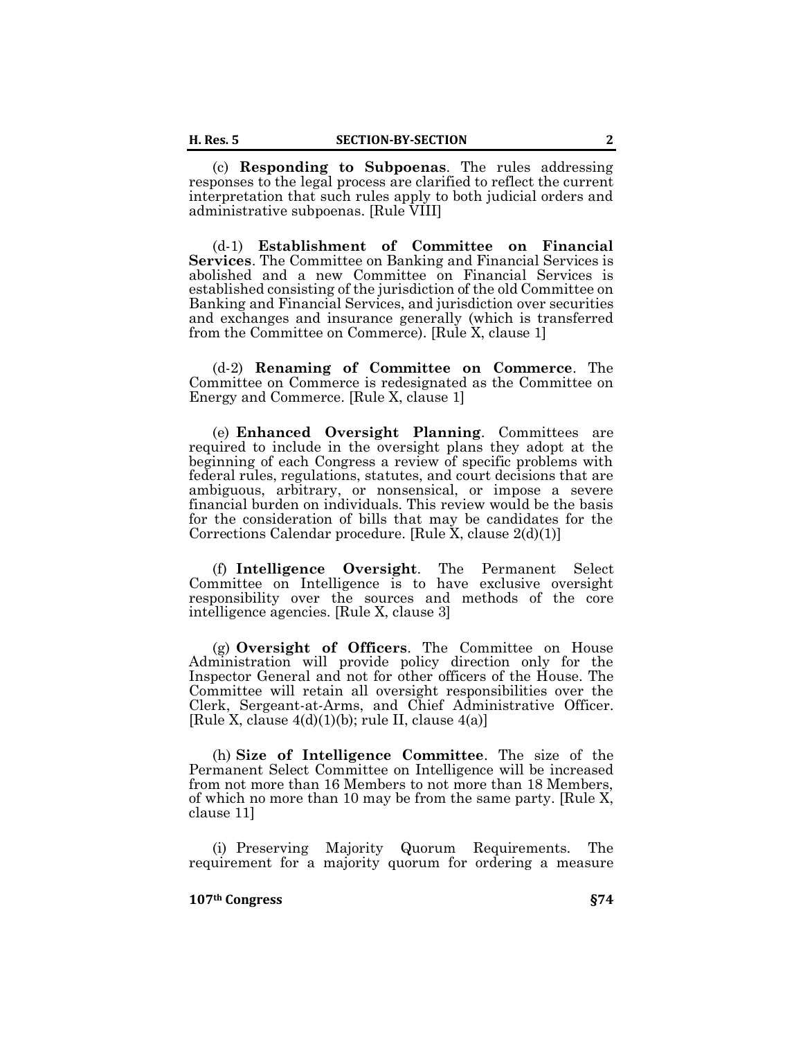(c) **Responding to Subpoenas**. The rules addressing responses to the legal process are clarified to reflect the current interpretation that such rules apply to both judicial orders and administrative subpoenas. [Rule VIII]

(d-1) **Establishment of Committee on Financial Services**. The Committee on Banking and Financial Services is abolished and a new Committee on Financial Services is established consisting of the jurisdiction of the old Committee on Banking and Financial Services, and jurisdiction over securities and exchanges and insurance generally (which is transferred from the Committee on Commerce). [Rule X, clause 1]

(d-2) **Renaming of Committee on Commerce**. The Committee on Commerce is redesignated as the Committee on Energy and Commerce. [Rule X, clause 1]

(e) **Enhanced Oversight Planning**. Committees are required to include in the oversight plans they adopt at the beginning of each Congress a review of specific problems with federal rules, regulations, statutes, and court decisions that are ambiguous, arbitrary, or nonsensical, or impose a severe financial burden on individuals. This review would be the basis for the consideration of bills that may be candidates for the Corrections Calendar procedure. [Rule X, clause 2(d)(1)]

(f) **Intelligence Oversight**. The Permanent Select Committee on Intelligence is to have exclusive oversight responsibility over the sources and methods of the core intelligence agencies. [Rule X, clause 3]

(g) **Oversight of Officers**. The Committee on House Administration will provide policy direction only for the Inspector General and not for other officers of the House. The Committee will retain all oversight responsibilities over the Clerk, Sergeant-at-Arms, and Chief Administrative Officer. [Rule X, clause 4(d)(1)(b); rule II, clause 4(a)]

(h) **Size of Intelligence Committee**. The size of the Permanent Select Committee on Intelligence will be increased from not more than 16 Members to not more than 18 Members, of which no more than 10 may be from the same party. [Rule X, clause 11]

(i) Preserving Majority Quorum Requirements. The requirement for a majority quorum for ordering a measure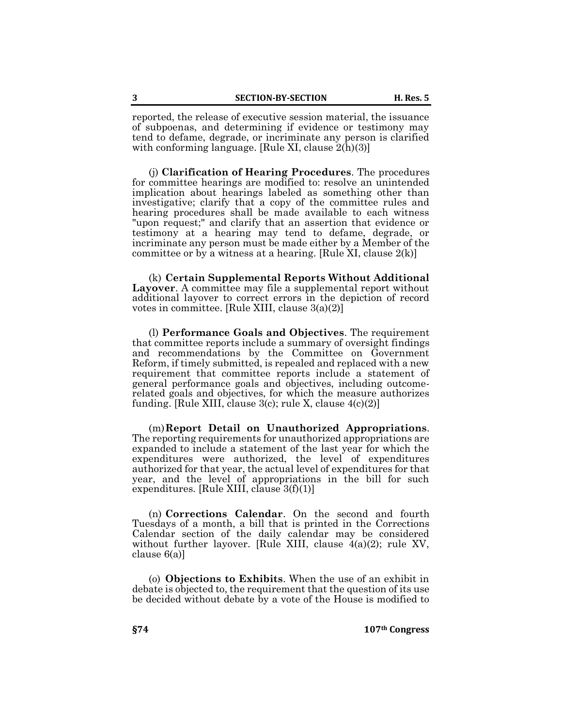reported, the release of executive session material, the issuance of subpoenas, and determining if evidence or testimony may tend to defame, degrade, or incriminate any person is clarified with conforming language. [Rule XI, clause 2(h)(3)]

(j) **Clarification of Hearing Procedures**. The procedures for committee hearings are modified to: resolve an unintended implication about hearings labeled as something other than investigative; clarify that a copy of the committee rules and hearing procedures shall be made available to each witness "upon request;" and clarify that an assertion that evidence or testimony at a hearing may tend to defame, degrade, or incriminate any person must be made either by a Member of the committee or by a witness at a hearing. [Rule XI, clause 2(k)]

(k) **Certain Supplemental Reports Without Additional Layover**. A committee may file a supplemental report without additional layover to correct errors in the depiction of record votes in committee. [Rule XIII, clause 3(a)(2)]

(l) **Performance Goals and Objectives**. The requirement that committee reports include a summary of oversight findings and recommendations by the Committee on Government Reform, if timely submitted, is repealed and replaced with a new requirement that committee reports include a statement of general performance goals and objectives, including outcome-related goals and objectives, for which the measure authorizes funding. [Rule XIII, clause 3(c); rule X, clause 4(c)(2)]

(m) **Report Detail on Unauthorized Appropriations**. The reporting requirements for unauthorized appropriations are expanded to include a statement of the last year for which the expenditures were authorized, the level of expenditures authorized for that year, the actual level of expenditures for that year, and the level of appropriations in the bill for such expenditures. [Rule XIII, clause 3(f)(1)]

(n) **Corrections Calendar**. On the second and fourth Tuesdays of a month, a bill that is printed in the Corrections Calendar section of the daily calendar may be considered without further layover. [Rule XIII, clause 4(a)(2); rule XV, clause 6(a)]

(o) **Objections to Exhibits**. When the use of an exhibit in debate is objected to, the requirement that the question of its use be decided without debate by a vote of the House is modified to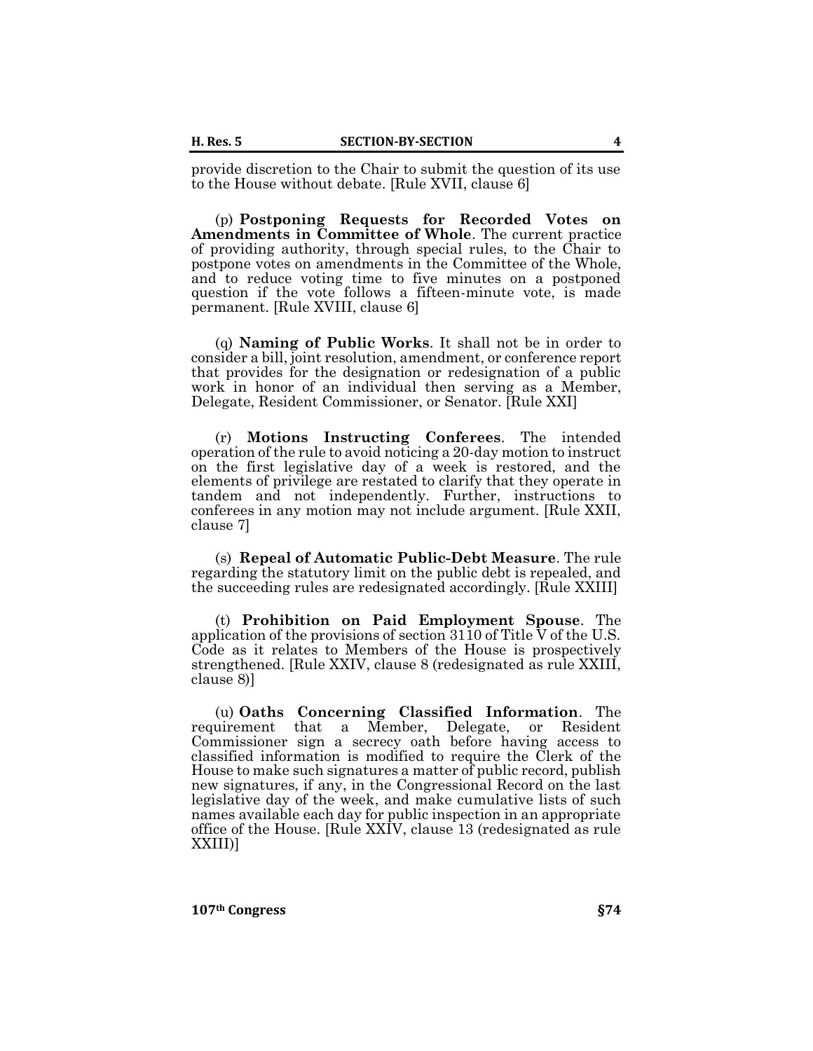provide discretion to the Chair to submit the question of its use to the House without debate. [Rule XVII, clause 6]

(p) **Postponing Requests for Recorded Votes on Amendments in Committee of Whole**. The current practice of providing authority, through special rules, to the Chair to postpone votes on amendments in the Committee of the Whole, and to reduce voting time to five minutes on a postponed question if the vote follows a fifteen-minute vote, is made permanent. [Rule XVIII, clause 6]

(q) **Naming of Public Works**. It shall not be in order to consider a bill, joint resolution, amendment, or conference report that provides for the designation or redesignation of a public work in honor of an individual then serving as a Member, Delegate, Resident Commissioner, or Senator. [Rule XXI]

(r) **Motions Instructing Conferees**. The intended operation of the rule to avoid noticing a 20-day motion to instruct on the first legislative day of a week is restored, and the elements of privilege are restated to clarify that they operate in tandem and not independently. Further, instructions to conferees in any motion may not include argument. [Rule XXII, clause 7]

(s) **Repeal of Automatic Public-Debt Measure**. The rule regarding the statutory limit on the public debt is repealed, and the succeeding rules are redesignated accordingly. [Rule XXIII]

(t) **Prohibition on Paid Employment Spouse**. The application of the provisions of section 3110 of Title V of the U.S. Code as it relates to Members of the House is prospectively strengthened. [Rule XXIV, clause 8 (redesignated as rule XXIII, clause 8)]

(u) **Oaths Concerning Classified Information**. The requirement that a Member, Delegate, or Resident Commissioner sign a secrecy oath before having access to classified information is modified to require the Clerk of the House to make such signatures a matter of public record, publish new signatures, if any, in the Congressional Record on the last legislative day of the week, and make cumulative lists of such names available each day for public inspection in an appropriate office of the House. [Rule XXIV, clause 13 (redesignated as rule XXIII)]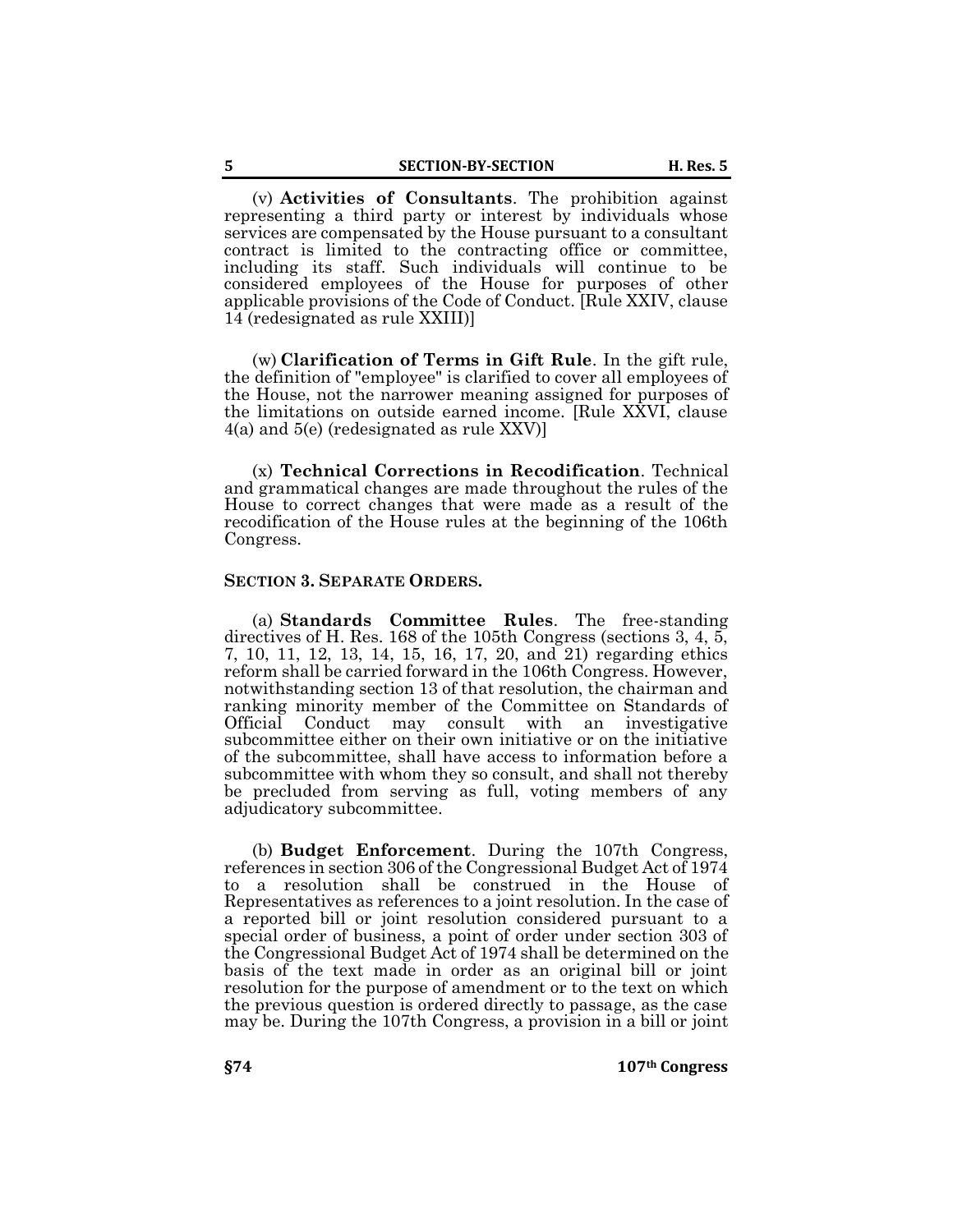(v) **Activities of Consultants**. The prohibition against representing a third party or interest by individuals whose services are compensated by the House pursuant to a consultant contract is limited to the contracting office or committee, including its staff. Such individuals will continue to be considered employees of the House for purposes of other applicable provisions of the Code of Conduct. [Rule XXIV, clause 14 (redesignated as rule XXIII)]

(w) **Clarification of Terms in Gift Rule**. In the gift rule, the definition of "employee" is clarified to cover all employees of the House, not the narrower meaning assigned for purposes of the limitations on outside earned income. [Rule XXVI, clause 4(a) and 5(e) (redesignated as rule XXV)]

(x) **Technical Corrections in Recodification**. Technical and grammatical changes are made throughout the rules of the House to correct changes that were made as a result of the recodification of the House rules at the beginning of the 106th Congress.

**SECTION 3. SEPARATE ORDERS.**

(a) **Standards Committee Rules**. The free-standing directives of H. Res. 168 of the 105th Congress (sections 3, 4, 5, 7, 10, 11, 12, 13, 14, 15, 16, 17, 20, and 21) regarding ethics reform shall be carried forward in the 106th Congress. However, notwithstanding section 13 of that resolution, the chairman and ranking minority member of the Committee on Standards of Official Conduct may consult with an investigative subcommittee either on their own initiative or on the initiative of the subcommittee, shall have access to information before a subcommittee with whom they so consult, and shall not thereby be precluded from serving as full, voting members of any adjudicatory subcommittee.

(b) **Budget Enforcement**. During the 107th Congress, references in section 306 of the Congressional Budget Act of 1974 to a resolution shall be construed in the House of Representatives as references to a joint resolution. In the case of a reported bill or joint resolution considered pursuant to a special order of business, a point of order under section 303 of the Congressional Budget Act of 1974 shall be determined on the basis of the text made in order as an original bill or joint resolution for the purpose of amendment or to the text on which the previous question is ordered directly to passage, as the case may be. During the 107th Congress, a provision in a bill or joint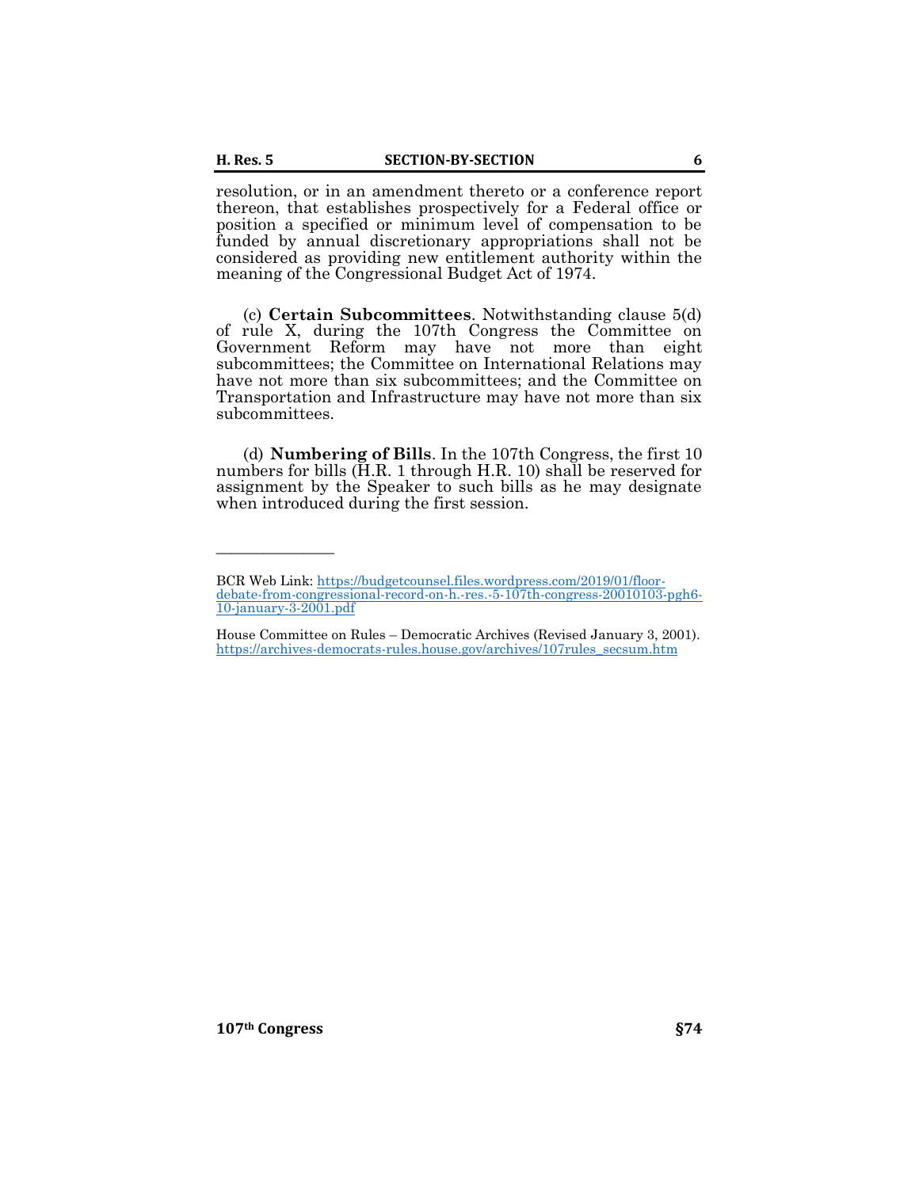resolution, or in an amendment thereto or a conference report thereon, that establishes prospectively for a Federal office or position a specified or minimum level of compensation to be funded by annual discretionary appropriations shall not be considered as providing new entitlement authority within the meaning of the Congressional Budget Act of 1974.

(c) **Certain Subcommittees**. Notwithstanding clause 5(d) of rule X, during the 107th Congress the Committee on Government Reform may have not more than eight subcommittees; the Committee on International Relations may have not more than six subcommittees; and the Committee on Transportation and Infrastructure may have not more than six subcommittees.

(d) **Numbering of Bills**. In the 107th Congress, the first 10 numbers for bills (H.R. 1 through H.R. 10) shall be reserved for assignment by the Speaker to such bills as he may designate when introduced during the first session.

---

BCR Web Link: https://budgetcounsel.files.wordpress.com/2019/01/floor-debate-from-congressional-record-on-h.-res.-5-107th-congress-20010103-pgh6-10-january-3-2001.pdf

House Committee on Rules – Democratic Archives (Revised January 3, 2001). https://archives-democrats-rules.house.gov/archives/107rules_secsum.htm